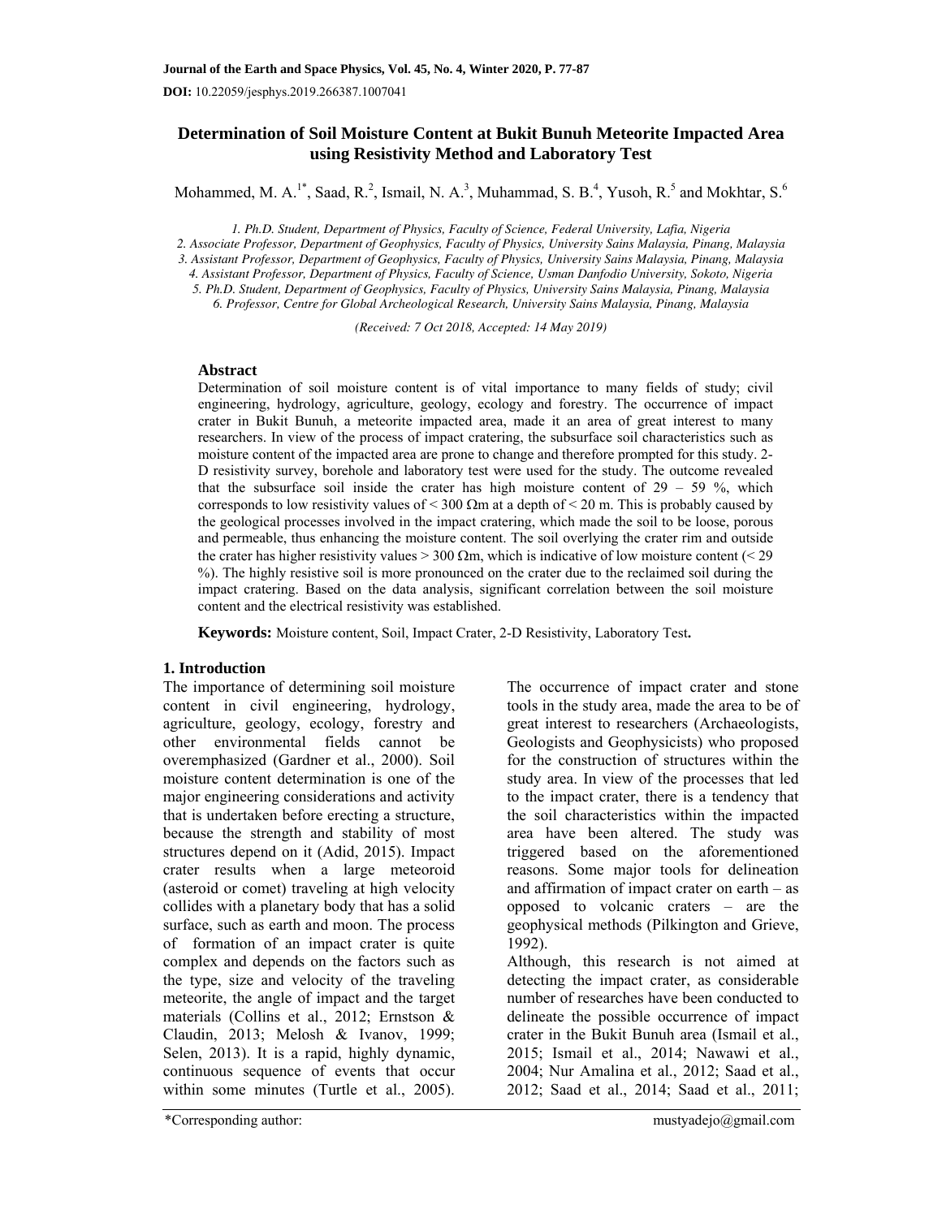Journal of the Earth and Space Physics, Vol. 45, No. 4, Winter 2020, P. 77-87

**DOI:** 10.22059/jesphys.2019.266387.1007041

# Determination of Soil Moisture Content at Bukit Bunuh Meteorite Impacted Area using Resistivity Method and Laboratory Test

Mohammed, M. A.[1*], Saad, R.[2], Ismail, N. A.[3], Muhammad, S. B.[4], Yusoh, R.[5] and Mokhtar, S.[6]

*1. Ph.D. Student, Department of Physics, Faculty of Science, Federal University, Lafia, Nigeria*
*2. Associate Professor, Department of Geophysics, Faculty of Physics, University Sains Malaysia, Pinang, Malaysia*
*3. Assistant Professor, Department of Geophysics, Faculty of Physics, University Sains Malaysia, Pinang, Malaysia*
*4. Assistant Professor, Department of Physics, Faculty of Science, Usman Danfodio University, Sokoto, Nigeria*
*5. Ph.D. Student, Department of Geophysics, Faculty of Physics, University Sains Malaysia, Pinang, Malaysia*
*6. Professor, Centre for Global Archeological Research, University Sains Malaysia, Pinang, Malaysia*

*(Received: 7 Oct 2018, Accepted: 14 May 2019)*

## Abstract

Determination of soil moisture content is of vital importance to many fields of study; civil engineering, hydrology, agriculture, geology, ecology and forestry. The occurrence of impact crater in Bukit Bunuh, a meteorite impacted area, made it an area of great interest to many researchers. In view of the process of impact cratering, the subsurface soil characteristics such as moisture content of the impacted area are prone to change and therefore prompted for this study. 2-D resistivity survey, borehole and laboratory test were used for the study. The outcome revealed that the subsurface soil inside the crater has high moisture content of 29 – 59 %, which corresponds to low resistivity values of < 300 Ωm at a depth of < 20 m. This is probably caused by the geological processes involved in the impact cratering, which made the soil to be loose, porous and permeable, thus enhancing the moisture content. The soil overlying the crater rim and outside the crater has higher resistivity values > 300 Ωm, which is indicative of low moisture content (< 29 %). The highly resistive soil is more pronounced on the crater due to the reclaimed soil during the impact cratering. Based on the data analysis, significant correlation between the soil moisture content and the electrical resistivity was established.

**Keywords:** Moisture content, Soil, Impact Crater, 2-D Resistivity, Laboratory Test**.**

## 1. Introduction

The importance of determining soil moisture content in civil engineering, hydrology, agriculture, geology, ecology, forestry and other environmental fields cannot be overemphasized (Gardner et al., 2000). Soil moisture content determination is one of the major engineering considerations and activity that is undertaken before erecting a structure, because the strength and stability of most structures depend on it (Adid, 2015). Impact crater results when a large meteoroid (asteroid or comet) traveling at high velocity collides with a planetary body that has a solid surface, such as earth and moon. The process of formation of an impact crater is quite complex and depends on the factors such as the type, size and velocity of the traveling meteorite, the angle of impact and the target materials (Collins et al., 2012; Ernstson & Claudin, 2013; Melosh & Ivanov, 1999; Selen, 2013). It is a rapid, highly dynamic, continuous sequence of events that occur within some minutes (Turtle et al., 2005).

The occurrence of impact crater and stone tools in the study area, made the area to be of great interest to researchers (Archaeologists, Geologists and Geophysicists) who proposed for the construction of structures within the study area. In view of the processes that led to the impact crater, there is a tendency that the soil characteristics within the impacted area have been altered. The study was triggered based on the aforementioned reasons. Some major tools for delineation and affirmation of impact crater on earth – as opposed to volcanic craters – are the geophysical methods (Pilkington and Grieve, 1992).

Although, this research is not aimed at detecting the impact crater, as considerable number of researches have been conducted to delineate the possible occurrence of impact crater in the Bukit Bunuh area (Ismail et al., 2015; Ismail et al., 2014; Nawawi et al., 2004; Nur Amalina et al., 2012; Saad et al., 2012; Saad et al., 2014; Saad et al., 2011;

*Corresponding author: mustyadejo@gmail.com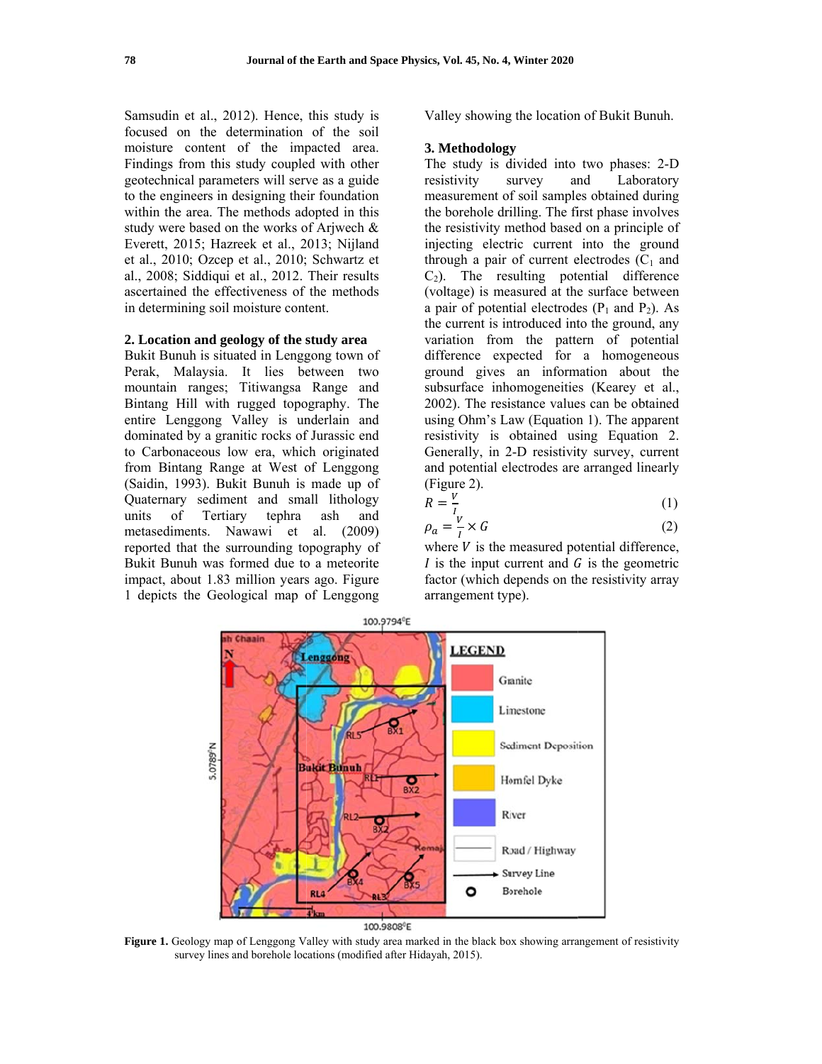Samsudin et al., 2012). Hence, this study is focused on the determination of the soil moisture content of the impacted area. Findings from this study coupled with other geotechnical parameters will serve as a guide to the engineers in designing their foundation within the area. The methods adopted in this study were based on the works of Arjwech & Everett, 2015; Hazreek et al., 2013; Nijland et al., 2010; Ozcep et al., 2010; Schwartz et al., 2008; Siddiqui et al., 2012. Their results ascertained the effectiveness of the methods in determining soil moisture content.

## 2. Location and geology of the study area

Bukit Bunuh is situated in Lenggong town of Perak, Malaysia. It lies between two mountain ranges; Titiwangsa Range and Bintang Hill with rugged topography. The entire Lenggong Valley is underlain and dominated by a granitic rocks of Jurassic end to Carbonaceous low era, which originated from Bintang Range at West of Lenggong (Saidin, 1993). Bukit Bunuh is made up of Quaternary sediment and small lithology units of Tertiary tephra ash and metasediments. Nawawi et al. (2009) reported that the surrounding topography of Bukit Bunuh was formed due to a meteorite impact, about 1.83 million years ago. Figure 1 depicts the Geological map of Lenggong Valley showing the location of Bukit Bunuh.

## 3. Methodology

The study is divided into two phases: 2-D resistivity survey and Laboratory measurement of soil samples obtained during the borehole drilling. The first phase involves the resistivity method based on a principle of injecting electric current into the ground through a pair of current electrodes ($C_1$ and $C_2$). The resulting potential difference (voltage) is measured at the surface between a pair of potential electrodes ($P_1$ and $P_2$). As the current is introduced into the ground, any variation from the pattern of potential difference expected for a homogeneous ground gives an information about the subsurface inhomogeneities (Kearey et al., 2002). The resistance values can be obtained using Ohm's Law (Equation 1). The apparent resistivity is obtained using Equation 2. Generally, in 2-D resistivity survey, current and potential electrodes are arranged linearly (Figure 2).

$$R = \frac{V}{I} \tag{1}$$

$$\rho_a = \frac{V}{I} \times G \tag{2}$$

where $V$ is the measured potential difference, $I$ is the input current and $G$ is the geometric factor (which depends on the resistivity array arrangement type).

**Figure 1.** Geology map of Lenggong Valley with study area marked in the black box showing arrangement of resistivity survey lines and borehole locations (modified after Hidayah, 2015).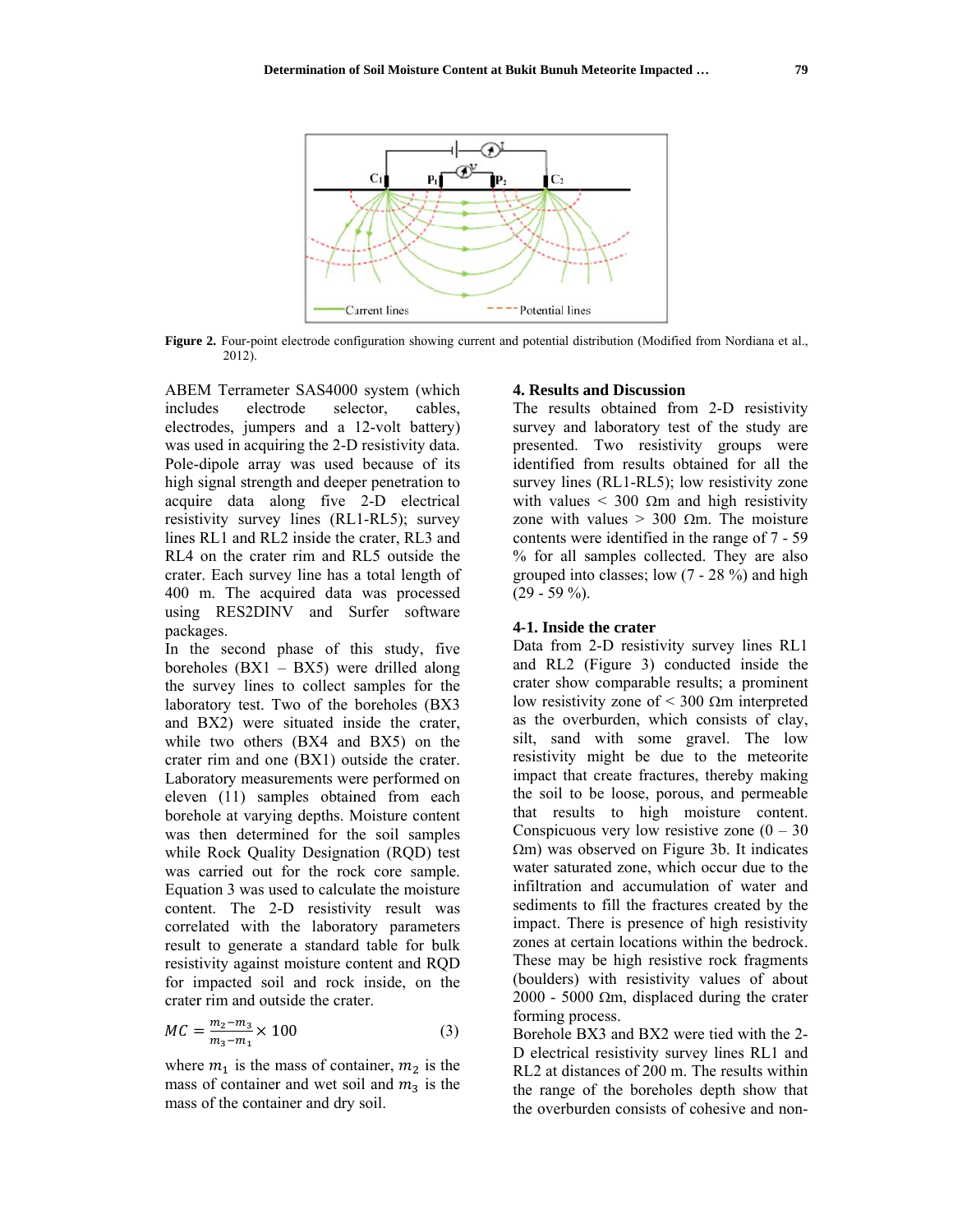Figure 2. Four-point electrode configuration showing current and potential distribution (Modified from Nordiana et al., 2012).

ABEM Terrameter SAS4000 system (which includes electrode selector, cables, electrodes, jumpers and a 12-volt battery) was used in acquiring the 2-D resistivity data. Pole-dipole array was used because of its high signal strength and deeper penetration to acquire data along five 2-D electrical resistivity survey lines (RL1-RL5); survey lines RL1 and RL2 inside the crater, RL3 and RL4 on the crater rim and RL5 outside the crater. Each survey line has a total length of 400 m. The acquired data was processed using RES2DINV and Surfer software packages.

In the second phase of this study, five boreholes (BX1 – BX5) were drilled along the survey lines to collect samples for the laboratory test. Two of the boreholes (BX3 and BX2) were situated inside the crater, while two others (BX4 and BX5) on the crater rim and one (BX1) outside the crater. Laboratory measurements were performed on eleven (11) samples obtained from each borehole at varying depths. Moisture content was then determined for the soil samples while Rock Quality Designation (RQD) test was carried out for the rock core sample. Equation 3 was used to calculate the moisture content. The 2-D resistivity result was correlated with the laboratory parameters result to generate a standard table for bulk resistivity against moisture content and RQD for impacted soil and rock inside, on the crater rim and outside the crater.

$$MC = \frac{m_2 - m_3}{m_3 - m_1} \times 100 \qquad (3)$$

where $m_1$ is the mass of container, $m_2$ is the mass of container and wet soil and $m_3$ is the mass of the container and dry soil.

## 4. Results and Discussion

The results obtained from 2-D resistivity survey and laboratory test of the study are presented. Two resistivity groups were identified from results obtained for all the survey lines (RL1-RL5); low resistivity zone with values < 300 Ωm and high resistivity zone with values > 300 Ωm. The moisture contents were identified in the range of 7 - 59 % for all samples collected. They are also grouped into classes; low (7 - 28 %) and high (29 - 59 %).

### 4-1. Inside the crater

Data from 2-D resistivity survey lines RL1 and RL2 (Figure 3) conducted inside the crater show comparable results; a prominent low resistivity zone of < 300 Ωm interpreted as the overburden, which consists of clay, silt, sand with some gravel. The low resistivity might be due to the meteorite impact that create fractures, thereby making the soil to be loose, porous, and permeable that results to high moisture content. Conspicuous very low resistive zone (0 – 30 Ωm) was observed on Figure 3b. It indicates water saturated zone, which occur due to the infiltration and accumulation of water and sediments to fill the fractures created by the impact. There is presence of high resistivity zones at certain locations within the bedrock. These may be high resistive rock fragments (boulders) with resistivity values of about 2000 - 5000 Ωm, displaced during the crater forming process.

Borehole BX3 and BX2 were tied with the 2-D electrical resistivity survey lines RL1 and RL2 at distances of 200 m. The results within the range of the boreholes depth show that the overburden consists of cohesive and non-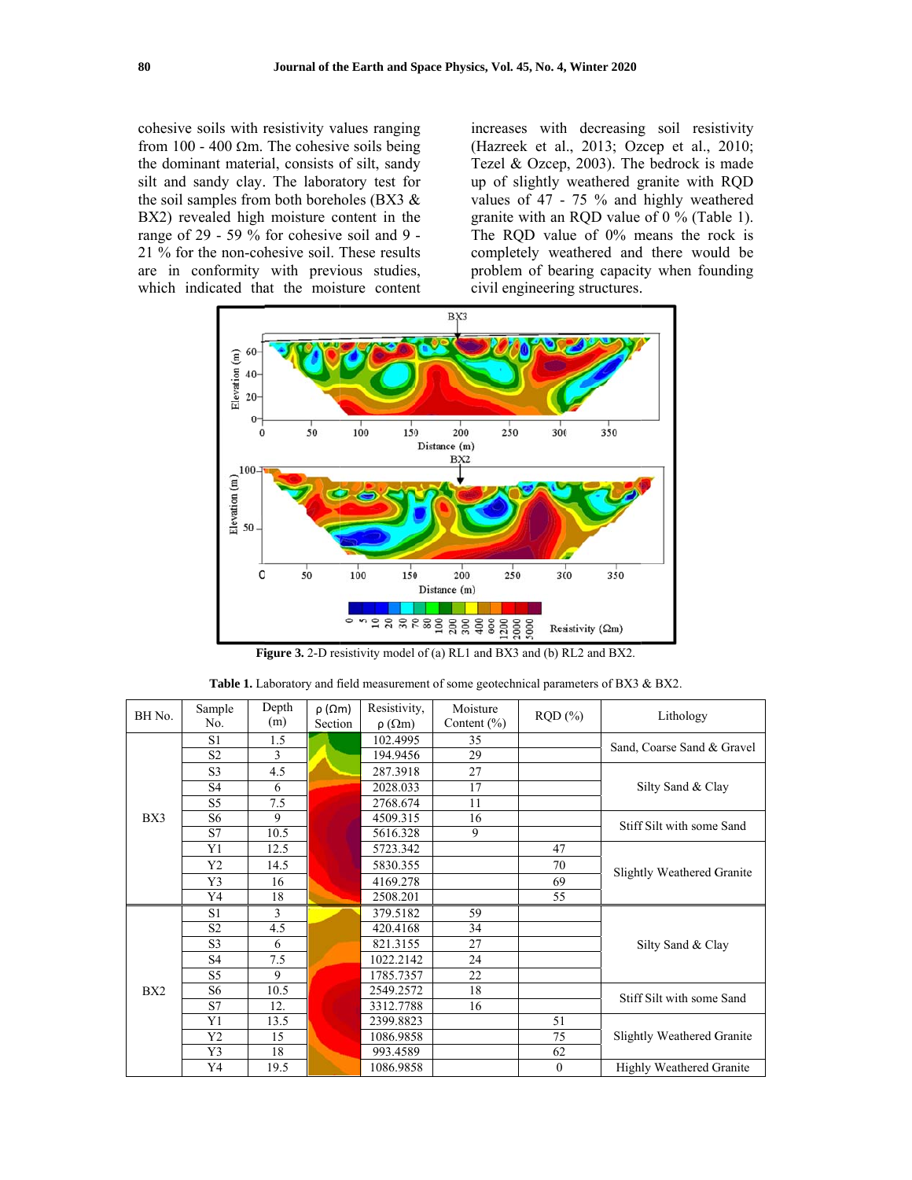cohesive soils with resistivity values ranging from 100 - 400 Ωm. The cohesive soils being the dominant material, consists of silt, sandy silt and sandy clay. The laboratory test for the soil samples from both boreholes (BX3 & BX2) revealed high moisture content in the range of 29 - 59 % for cohesive soil and 9 - 21 % for the non-cohesive soil. These results are in conformity with previous studies, which indicated that the moisture content increases with decreasing soil resistivity (Hazreek et al., 2013; Ozcep et al., 2010; Tezel & Ozcep, 2003). The bedrock is made up of slightly weathered granite with RQD values of 47 - 75 % and highly weathered granite with an RQD value of 0 % (Table 1). The RQD value of 0% means the rock is completely weathered and there would be problem of bearing capacity when founding civil engineering structures.

**Figure 3.** 2-D resistivity model of (a) RL1 and BX3 and (b) RL2 and BX2.

**Table 1.** Laboratory and field measurement of some geotechnical parameters of BX3 & BX2.

| BH No. | Sample No. | Depth (m) | ρ (Ωm) Section | Resistivity, ρ (Ωm) | Moisture Content (%) | RQD (%) | Lithology |
|---|---|---|---|---|---|---|---|
| BX3 | S1 | 1.5 | | 102.4995 | 35 | | Sand, Coarse Sand & Gravel |
| | S2 | 3 | | 194.9456 | 29 | | |
| | S3 | 4.5 | | 287.3918 | 27 | | Silty Sand & Clay |
| | S4 | 6 | | 2028.033 | 17 | | |
| | S5 | 7.5 | | 2768.674 | 11 | | |
| | S6 | 9 | | 4509.315 | 16 | | Stiff Silt with some Sand |
| | S7 | 10.5 | | 5616.328 | 9 | | |
| | Y1 | 12.5 | | 5723.342 | | 47 | Slightly Weathered Granite |
| | Y2 | 14.5 | | 5830.355 | | 70 | |
| | Y3 | 16 | | 4169.278 | | 69 | |
| | Y4 | 18 | | 2508.201 | | 55 | |
| BX2 | S1 | 3 | | 379.5182 | 59 | | Silty Sand & Clay |
| | S2 | 4.5 | | 420.4168 | 34 | | |
| | S3 | 6 | | 821.3155 | 27 | | |
| | S4 | 7.5 | | 1022.2142 | 24 | | |
| | S5 | 9 | | 1785.7357 | 22 | | |
| | S6 | 10.5 | | 2549.2572 | 18 | | Stiff Silt with some Sand |
| | S7 | 12. | | 3312.7788 | 16 | | |
| | Y1 | 13.5 | | 2399.8823 | | 51 | Slightly Weathered Granite |
| | Y2 | 15 | | 1086.9858 | | 75 | |
| | Y3 | 18 | | 993.4589 | | 62 | |
| | Y4 | 19.5 | | 1086.9858 | | 0 | Highly Weathered Granite |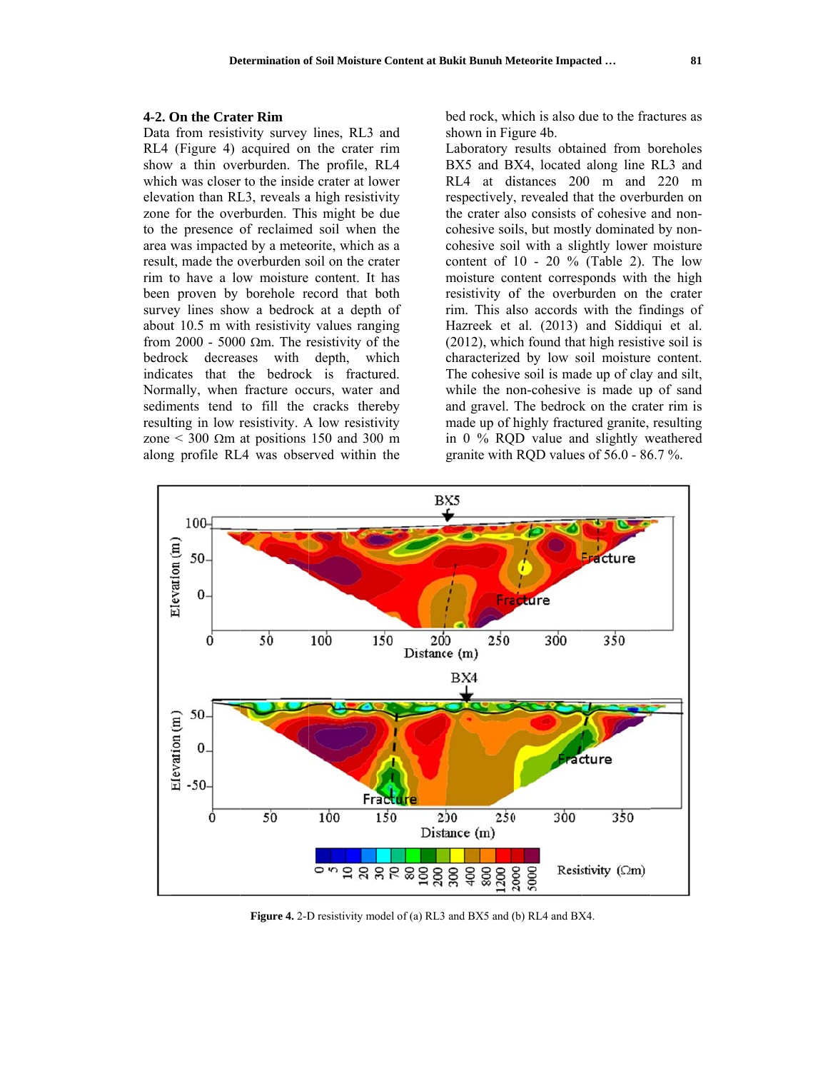### 4-2. On the Crater Rim

Data from resistivity survey lines, RL3 and RL4 (Figure 4) acquired on the crater rim show a thin overburden. The profile, RL4 which was closer to the inside crater at lower elevation than RL3, reveals a high resistivity zone for the overburden. This might be due to the presence of reclaimed soil when the area was impacted by a meteorite, which as a result, made the overburden soil on the crater rim to have a low moisture content. It has been proven by borehole record that both survey lines show a bedrock at a depth of about 10.5 m with resistivity values ranging from 2000 - 5000 Ωm. The resistivity of the bedrock decreases with depth, which indicates that the bedrock is fractured. Normally, when fracture occurs, water and sediments tend to fill the cracks thereby resulting in low resistivity. A low resistivity zone < 300 Ωm at positions 150 and 300 m along profile RL4 was observed within the bed rock, which is also due to the fractures as shown in Figure 4b.

Laboratory results obtained from boreholes BX5 and BX4, located along line RL3 and RL4 at distances 200 m and 220 m respectively, revealed that the overburden on the crater also consists of cohesive and non-cohesive soils, but mostly dominated by non-cohesive soil with a slightly lower moisture content of 10 - 20 % (Table 2). The low moisture content corresponds with the high resistivity of the overburden on the crater rim. This also accords with the findings of Hazreek et al. (2013) and Siddiqui et al. (2012), which found that high resistive soil is characterized by low soil moisture content. The cohesive soil is made up of clay and silt, while the non-cohesive is made up of sand and gravel. The bedrock on the crater rim is made up of highly fractured granite, resulting in 0 % RQD value and slightly weathered granite with RQD values of 56.0 - 86.7 %.

**Figure 4.** 2-D resistivity model of (a) RL3 and BX5 and (b) RL4 and BX4.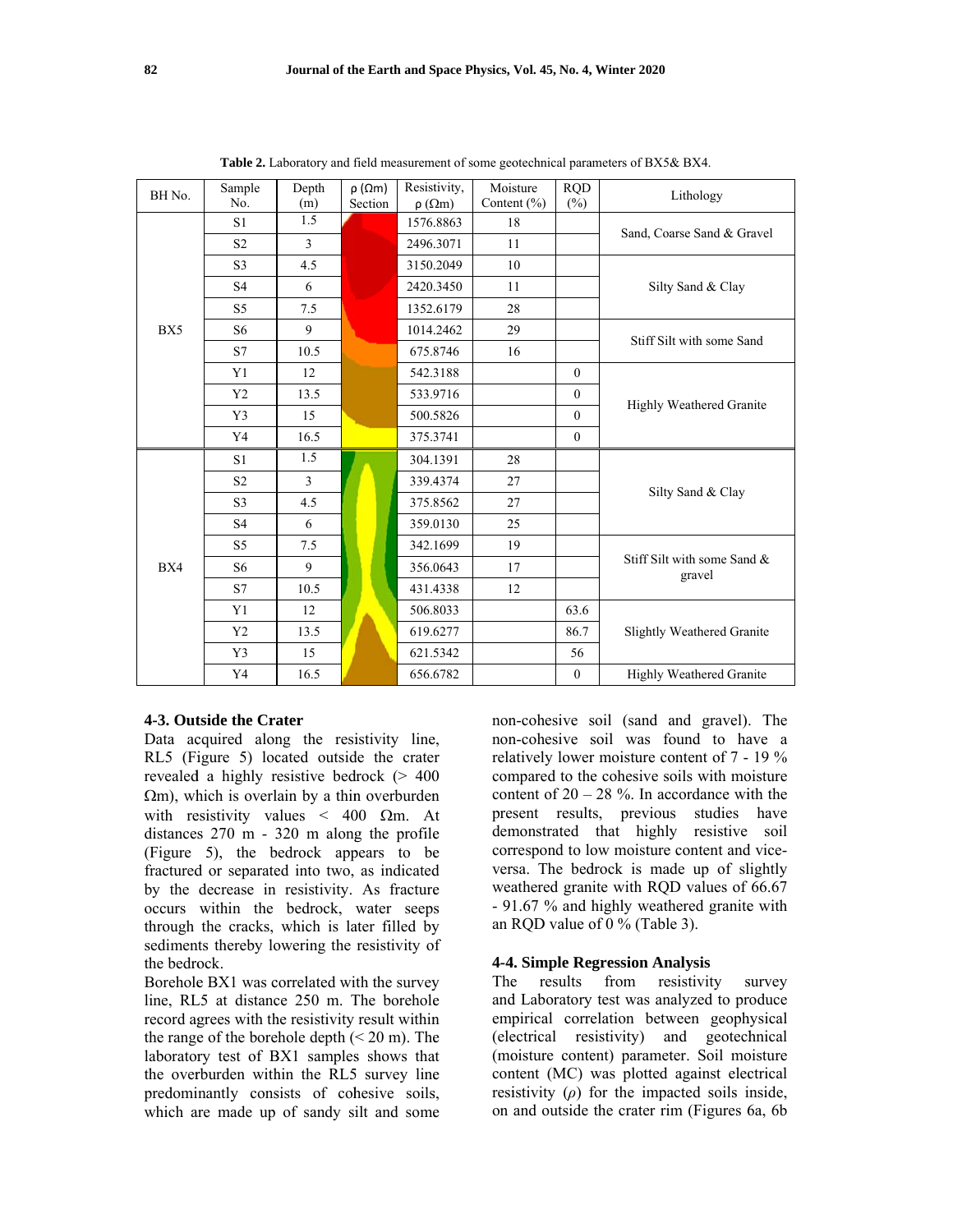**Table 2.** Laboratory and field measurement of some geotechnical parameters of BX5& BX4.

| BH No. | Sample No. | Depth (m) | ρ (Ωm) Section | Resistivity, ρ (Ωm) | Moisture Content (%) | RQD (%) | Lithology |
|---|---|---|---|---|---|---|---|
| BX5 | S1 | 1.5 | | 1576.8863 | 18 | | Sand, Coarse Sand & Gravel |
| | S2 | 3 | | 2496.3071 | 11 | | |
| | S3 | 4.5 | | 3150.2049 | 10 | | Silty Sand & Clay |
| | S4 | 6 | | 2420.3450 | 11 | | |
| | S5 | 7.5 | | 1352.6179 | 28 | | |
| | S6 | 9 | | 1014.2462 | 29 | | Stiff Silt with some Sand |
| | S7 | 10.5 | | 675.8746 | 16 | | |
| | Y1 | 12 | | 542.3188 | | 0 | Highly Weathered Granite |
| | Y2 | 13.5 | | 533.9716 | | 0 | |
| | Y3 | 15 | | 500.5826 | | 0 | |
| | Y4 | 16.5 | | 375.3741 | | 0 | |
| BX4 | S1 | 1.5 | | 304.1391 | 28 | | Silty Sand & Clay |
| | S2 | 3 | | 339.4374 | 27 | | |
| | S3 | 4.5 | | 375.8562 | 27 | | |
| | S4 | 6 | | 359.0130 | 25 | | |
| | S5 | 7.5 | | 342.1699 | 19 | | Stiff Silt with some Sand & gravel |
| | S6 | 9 | | 356.0643 | 17 | | |
| | S7 | 10.5 | | 431.4338 | 12 | | |
| | Y1 | 12 | | 506.8033 | | 63.6 | Slightly Weathered Granite |
| | Y2 | 13.5 | | 619.6277 | | 86.7 | |
| | Y3 | 15 | | 621.5342 | | 56 | |
| | Y4 | 16.5 | | 656.6782 | | 0 | Highly Weathered Granite |

### 4-3. Outside the Crater

Data acquired along the resistivity line, RL5 (Figure 5) located outside the crater revealed a highly resistive bedrock (> 400 Ωm), which is overlain by a thin overburden with resistivity values < 400 Ωm. At distances 270 m - 320 m along the profile (Figure 5), the bedrock appears to be fractured or separated into two, as indicated by the decrease in resistivity. As fracture occurs within the bedrock, water seeps through the cracks, which is later filled by sediments thereby lowering the resistivity of the bedrock.

Borehole BX1 was correlated with the survey line, RL5 at distance 250 m. The borehole record agrees with the resistivity result within the range of the borehole depth (< 20 m). The laboratory test of BX1 samples shows that the overburden within the RL5 survey line predominantly consists of cohesive soils, which are made up of sandy silt and some non-cohesive soil (sand and gravel). The non-cohesive soil was found to have a relatively lower moisture content of 7 - 19 % compared to the cohesive soils with moisture content of 20 – 28 %. In accordance with the present results, previous studies have demonstrated that highly resistive soil correspond to low moisture content and vice-versa. The bedrock is made up of slightly weathered granite with RQD values of 66.67 - 91.67 % and highly weathered granite with an RQD value of 0 % (Table 3).

### 4-4. Simple Regression Analysis

The results from resistivity survey and Laboratory test was analyzed to produce empirical correlation between geophysical (electrical resistivity) and geotechnical (moisture content) parameter. Soil moisture content (MC) was plotted against electrical resistivity ($\rho$) for the impacted soils inside, on and outside the crater rim (Figures 6a, 6b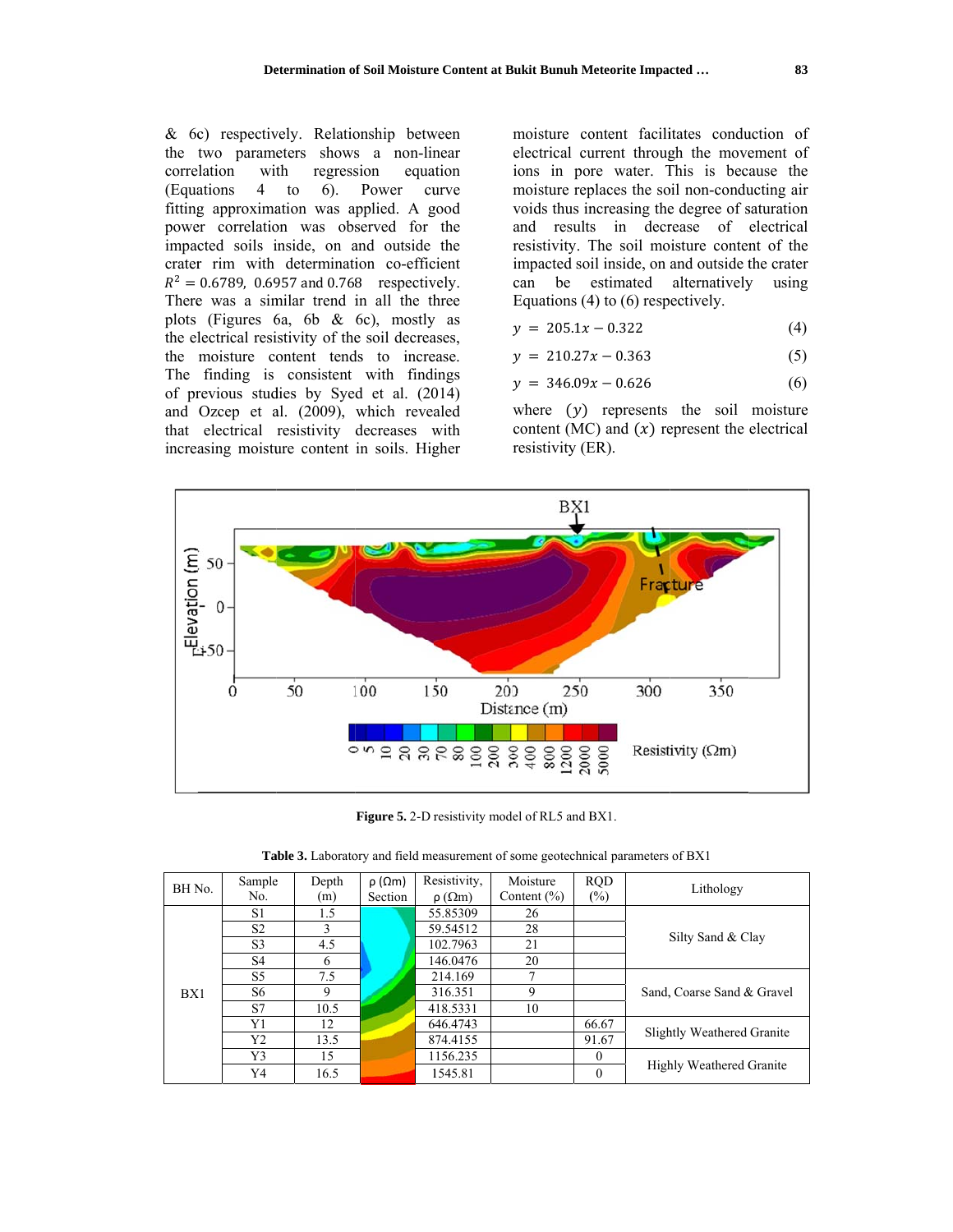& 6c) respectively. Relationship between the two parameters shows a non-linear correlation with regression equation (Equations 4 to 6). Power curve fitting approximation was applied. A good power correlation was observed for the impacted soils inside, on and outside the crater rim with determination co-efficient $R^2 = 0.6789$, $0.6957$ and $0.768$ respectively. There was a similar trend in all the three plots (Figures 6a, 6b & 6c), mostly as the electrical resistivity of the soil decreases, the moisture content tends to increase. The finding is consistent with findings of previous studies by Syed et al. (2014) and Ozcep et al. (2009), which revealed that electrical resistivity decreases with increasing moisture content in soils. Higher moisture content facilitates conduction of electrical current through the movement of ions in pore water. This is because the moisture replaces the soil non-conducting air voids thus increasing the degree of saturation and results in decrease of electrical resistivity. The soil moisture content of the impacted soil inside, on and outside the crater can be estimated alternatively using Equations (4) to (6) respectively.

$$y = 205.1x - 0.322 \tag{4}$$

$$y = 210.27x - 0.363 \tag{5}$$

$$y = 346.09x - 0.626 \tag{6}$$

where $(y)$ represents the soil moisture content (MC) and $(x)$ represent the electrical resistivity (ER).

**Figure 5.** 2-D resistivity model of RL5 and BX1.

**Table 3.** Laboratory and field measurement of some geotechnical parameters of BX1

| BH No. | Sample No. | Depth (m) | ρ (Ωm) Section | Resistivity, ρ (Ωm) | Moisture Content (%) | RQD (%) | Lithology |
|---|---|---|---|---|---|---|---|
| BX1 | S1 | 1.5 | | 55.85309 | 26 | | Silty Sand & Clay |
| | S2 | 3 | | 59.54512 | 28 | | |
| | S3 | 4.5 | | 102.7963 | 21 | | |
| | S4 | 6 | | 146.0476 | 20 | | |
| | S5 | 7.5 | | 214.169 | 7 | | Sand, Coarse Sand & Gravel |
| | S6 | 9 | | 316.351 | 9 | | |
| | S7 | 10.5 | | 418.5331 | 10 | | |
| | Y1 | 12 | | 646.4743 | | 66.67 | Slightly Weathered Granite |
| | Y2 | 13.5 | | 874.4155 | | 91.67 | |
| | Y3 | 15 | | 1156.235 | | 0 | Highly Weathered Granite |
| | Y4 | 16.5 | | 1545.81 | | 0 | |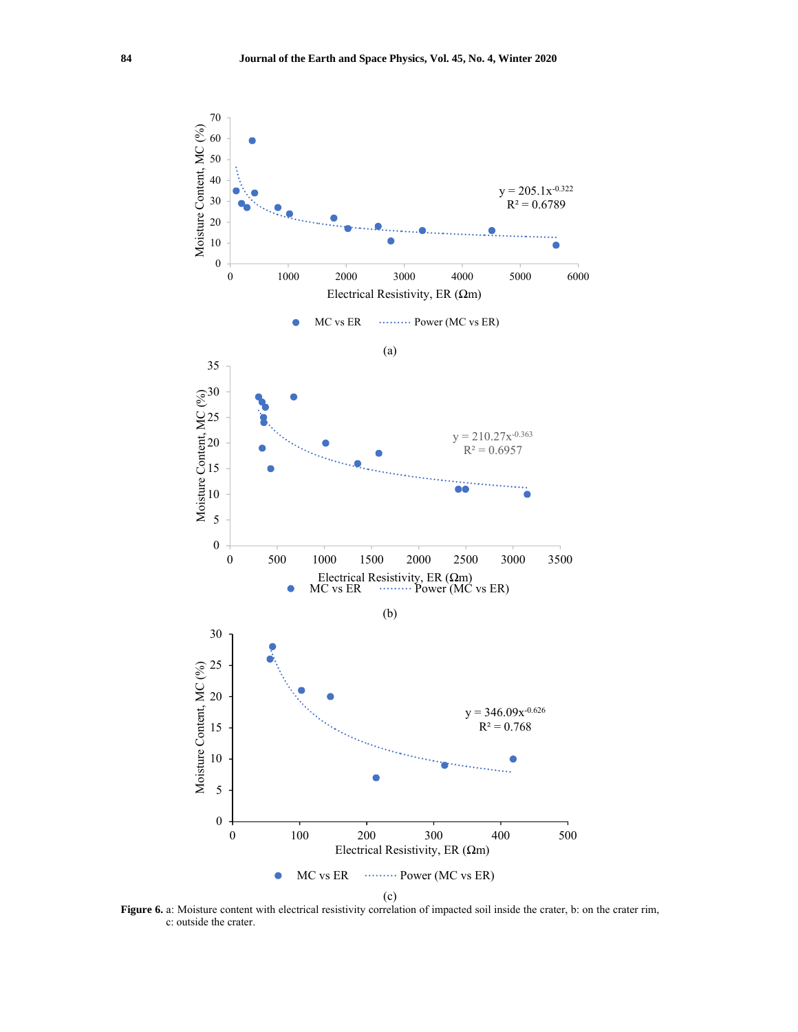**Figure 6.** a: Moisture content with electrical resistivity correlation of impacted soil inside the crater, b: on the crater rim, c: outside the crater.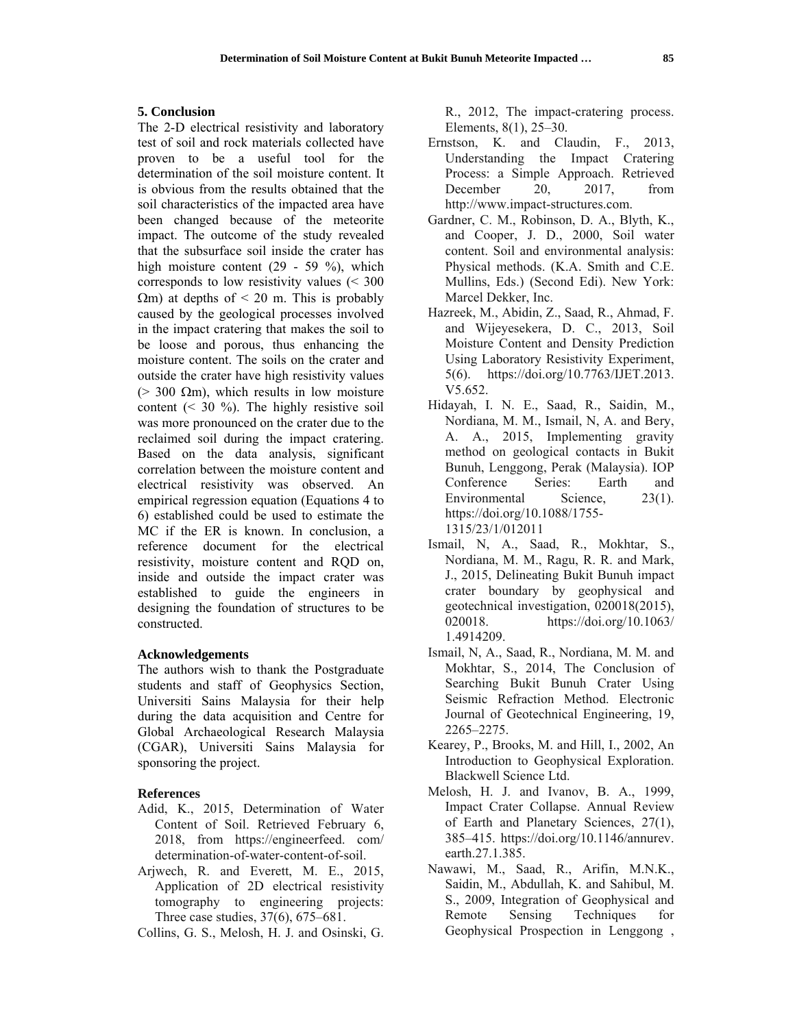## 5. Conclusion

The 2-D electrical resistivity and laboratory test of soil and rock materials collected have proven to be a useful tool for the determination of the soil moisture content. It is obvious from the results obtained that the soil characteristics of the impacted area have been changed because of the meteorite impact. The outcome of the study revealed that the subsurface soil inside the crater has high moisture content (29 - 59 %), which corresponds to low resistivity values (< 300 Ωm) at depths of < 20 m. This is probably caused by the geological processes involved in the impact cratering that makes the soil to be loose and porous, thus enhancing the moisture content. The soils on the crater and outside the crater have high resistivity values (> 300 Ωm), which results in low moisture content (< 30 %). The highly resistive soil was more pronounced on the crater due to the reclaimed soil during the impact cratering. Based on the data analysis, significant correlation between the moisture content and electrical resistivity was observed. An empirical regression equation (Equations 4 to 6) established could be used to estimate the MC if the ER is known. In conclusion, a reference document for the electrical resistivity, moisture content and RQD on, inside and outside the impact crater was established to guide the engineers in designing the foundation of structures to be constructed.

### Acknowledgements

The authors wish to thank the Postgraduate students and staff of Geophysics Section, Universiti Sains Malaysia for their help during the data acquisition and Centre for Global Archaeological Research Malaysia (CGAR), Universiti Sains Malaysia for sponsoring the project.

### References

- Adid, K., 2015, Determination of Water Content of Soil. Retrieved February 6, 2018, from https://engineerfeed. com/ determination-of-water-content-of-soil.
- Arjwech, R. and Everett, M. E., 2015, Application of 2D electrical resistivity tomography to engineering projects: Three case studies, 37(6), 675–681.
- Collins, G. S., Melosh, H. J. and Osinski, G. R., 2012, The impact-cratering process. Elements, 8(1), 25–30.
- Ernstson, K. and Claudin, F., 2013, Understanding the Impact Cratering Process: a Simple Approach. Retrieved December 20, 2017, from http://www.impact-structures.com.
- Gardner, C. M., Robinson, D. A., Blyth, K., and Cooper, J. D., 2000, Soil water content. Soil and environmental analysis: Physical methods. (K.A. Smith and C.E. Mullins, Eds.) (Second Edi). New York: Marcel Dekker, Inc.
- Hazreek, M., Abidin, Z., Saad, R., Ahmad, F. and Wijeyesekera, D. C., 2013, Soil Moisture Content and Density Prediction Using Laboratory Resistivity Experiment, 5(6). https://doi.org/10.7763/IJET.2013. V5.652.
- Hidayah, I. N. E., Saad, R., Saidin, M., Nordiana, M. M., Ismail, N, A. and Bery, A. A., 2015, Implementing gravity method on geological contacts in Bukit Bunuh, Lenggong, Perak (Malaysia). IOP Conference Series: Earth and Environmental Science, 23(1). https://doi.org/10.1088/1755-1315/23/1/012011
- Ismail, N, A., Saad, R., Mokhtar, S., Nordiana, M. M., Ragu, R. R. and Mark, J., 2015, Delineating Bukit Bunuh impact crater boundary by geophysical and geotechnical investigation, 020018(2015), 020018. https://doi.org/10.1063/ 1.4914209.
- Ismail, N, A., Saad, R., Nordiana, M. M. and Mokhtar, S., 2014, The Conclusion of Searching Bukit Bunuh Crater Using Seismic Refraction Method. Electronic Journal of Geotechnical Engineering, 19, 2265–2275.
- Kearey, P., Brooks, M. and Hill, I., 2002, An Introduction to Geophysical Exploration. Blackwell Science Ltd.
- Melosh, H. J. and Ivanov, B. A., 1999, Impact Crater Collapse. Annual Review of Earth and Planetary Sciences, 27(1), 385–415. https://doi.org/10.1146/annurev. earth.27.1.385.
- Nawawi, M., Saad, R., Arifin, M.N.K., Saidin, M., Abdullah, K. and Sahibul, M. S., 2009, Integration of Geophysical and Remote Sensing Techniques for Geophysical Prospection in Lenggong ,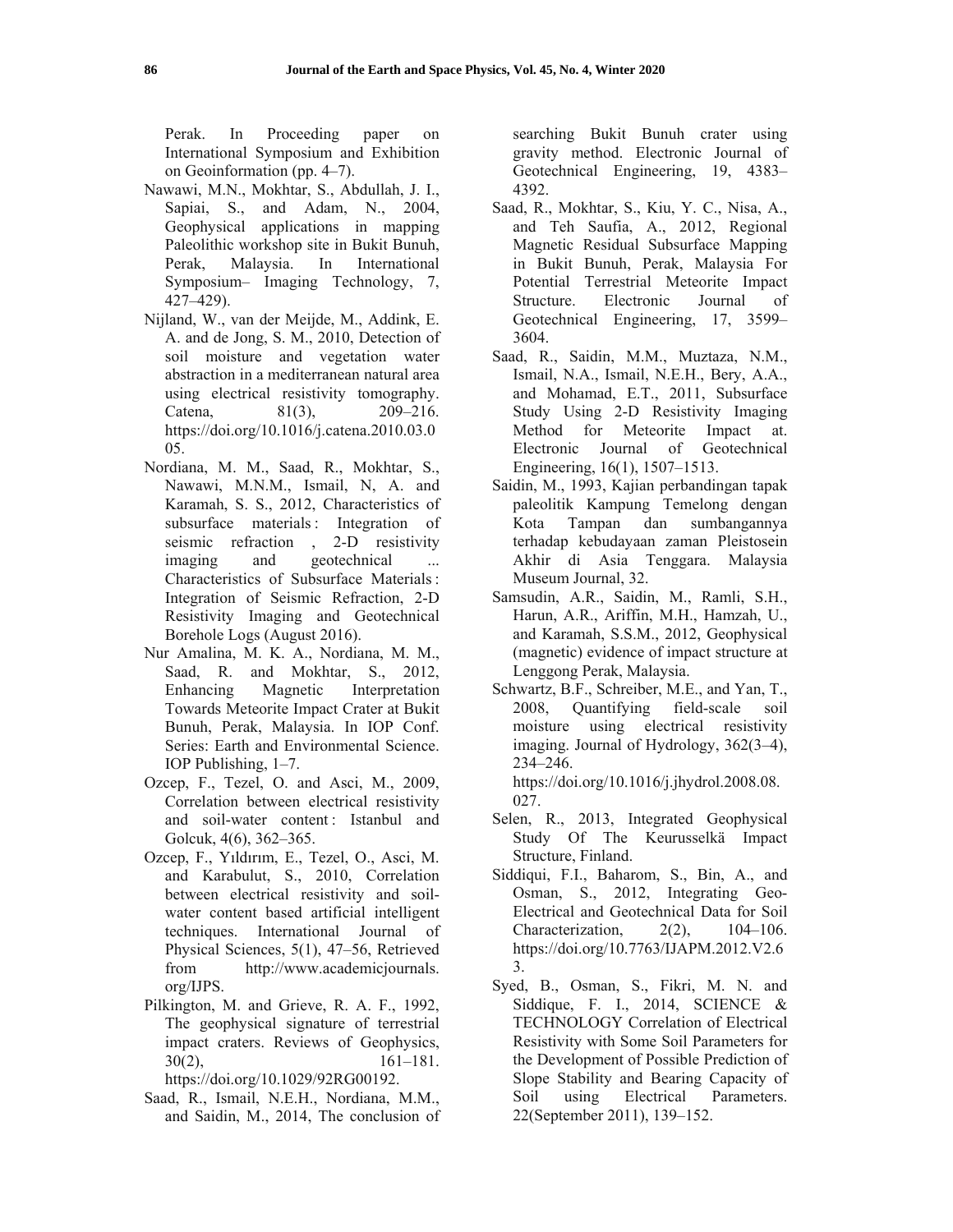Perak. In Proceeding paper on International Symposium and Exhibition on Geoinformation (pp. 4–7).

Nawawi, M.N., Mokhtar, S., Abdullah, J. I., Sapiai, S., and Adam, N., 2004, Geophysical applications in mapping Paleolithic workshop site in Bukit Bunuh, Perak, Malaysia. In International Symposium– Imaging Technology, 7, 427–429).

Nijland, W., van der Meijde, M., Addink, E. A. and de Jong, S. M., 2010, Detection of soil moisture and vegetation water abstraction in a mediterranean natural area using electrical resistivity tomography. Catena, 81(3), 209–216. https://doi.org/10.1016/j.catena.2010.03.005.

Nordiana, M. M., Saad, R., Mokhtar, S., Nawawi, M.N.M., Ismail, N, A. and Karamah, S. S., 2012, Characteristics of subsurface materials : Integration of seismic refraction , 2-D resistivity imaging and geotechnical ... Characteristics of Subsurface Materials : Integration of Seismic Refraction, 2-D Resistivity Imaging and Geotechnical Borehole Logs (August 2016).

Nur Amalina, M. K. A., Nordiana, M. M., Saad, R. and Mokhtar, S., 2012, Enhancing Magnetic Interpretation Towards Meteorite Impact Crater at Bukit Bunuh, Perak, Malaysia. In IOP Conf. Series: Earth and Environmental Science. IOP Publishing, 1–7.

Ozcep, F., Tezel, O. and Asci, M., 2009, Correlation between electrical resistivity and soil-water content : Istanbul and Golcuk, 4(6), 362–365.

Ozcep, F., Yıldırım, E., Tezel, O., Asci, M. and Karabulut, S., 2010, Correlation between electrical resistivity and soil-water content based artificial intelligent techniques. International Journal of Physical Sciences, 5(1), 47–56, Retrieved from http://www.academicjournals.org/IJPS.

Pilkington, M. and Grieve, R. A. F., 1992, The geophysical signature of terrestrial impact craters. Reviews of Geophysics, 30(2), 161–181. https://doi.org/10.1029/92RG00192.

Saad, R., Ismail, N.E.H., Nordiana, M.M., and Saidin, M., 2014, The conclusion of searching Bukit Bunuh crater using gravity method. Electronic Journal of Geotechnical Engineering, 19, 4383–4392.

Saad, R., Mokhtar, S., Kiu, Y. C., Nisa, A., and Teh Saufia, A., 2012, Regional Magnetic Residual Subsurface Mapping in Bukit Bunuh, Perak, Malaysia For Potential Terrestrial Meteorite Impact Structure. Electronic Journal of Geotechnical Engineering, 17, 3599–3604.

Saad, R., Saidin, M.M., Muztaza, N.M., Ismail, N.A., Ismail, N.E.H., Bery, A.A., and Mohamad, E.T., 2011, Subsurface Study Using 2-D Resistivity Imaging Method for Meteorite Impact at. Electronic Journal of Geotechnical Engineering, 16(1), 1507–1513.

Saidin, M., 1993, Kajian perbandingan tapak paleolitik Kampung Temelong dengan Kota Tampan dan sumbangannya terhadap kebudayaan zaman Pleistosein Akhir di Asia Tenggara. Malaysia Museum Journal, 32.

Samsudin, A.R., Saidin, M., Ramli, S.H., Harun, A.R., Ariffin, M.H., Hamzah, U., and Karamah, S.S.M., 2012, Geophysical (magnetic) evidence of impact structure at Lenggong Perak, Malaysia.

Schwartz, B.F., Schreiber, M.E., and Yan, T., 2008, Quantifying field-scale soil moisture using electrical resistivity imaging. Journal of Hydrology, 362(3–4), 234–246. https://doi.org/10.1016/j.jhydrol.2008.08.027.

Selen, R., 2013, Integrated Geophysical Study Of The Keurusselkä Impact Structure, Finland.

Siddiqui, F.I., Baharom, S., Bin, A., and Osman, S., 2012, Integrating Geo-Electrical and Geotechnical Data for Soil Characterization, 2(2), 104–106. https://doi.org/10.7763/IJAPM.2012.V2.63.

Syed, B., Osman, S., Fikri, M. N. and Siddique, F. I., 2014, SCIENCE & TECHNOLOGY Correlation of Electrical Resistivity with Some Soil Parameters for the Development of Possible Prediction of Slope Stability and Bearing Capacity of Soil using Electrical Parameters. 22(September 2011), 139–152.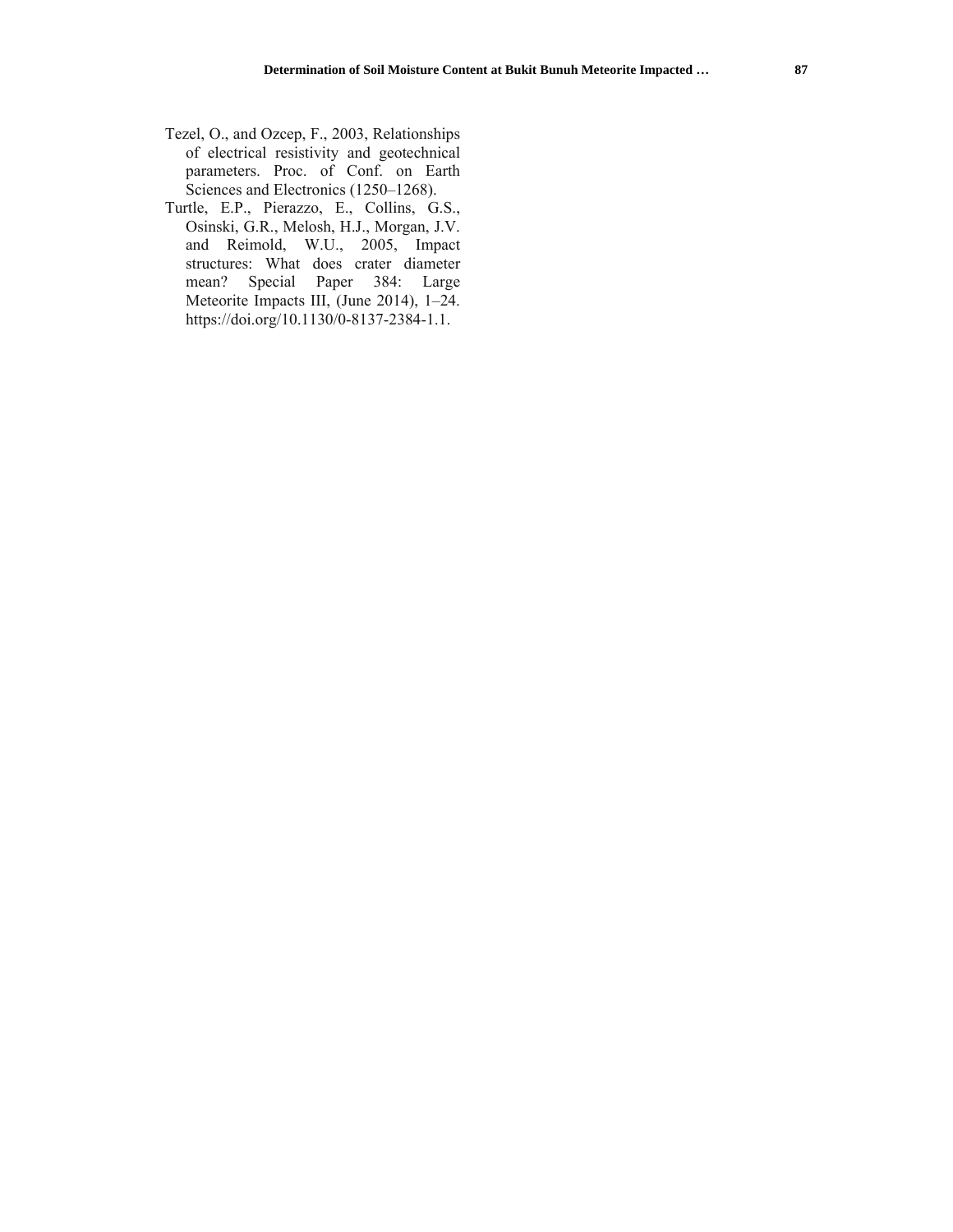Tezel, O., and Ozcep, F., 2003, Relationships of electrical resistivity and geotechnical parameters. Proc. of Conf. on Earth Sciences and Electronics (1250–1268).

Turtle, E.P., Pierazzo, E., Collins, G.S., Osinski, G.R., Melosh, H.J., Morgan, J.V. and Reimold, W.U., 2005, Impact structures: What does crater diameter mean? Special Paper 384: Large Meteorite Impacts III, (June 2014), 1–24. https://doi.org/10.1130/0-8137-2384-1.1.